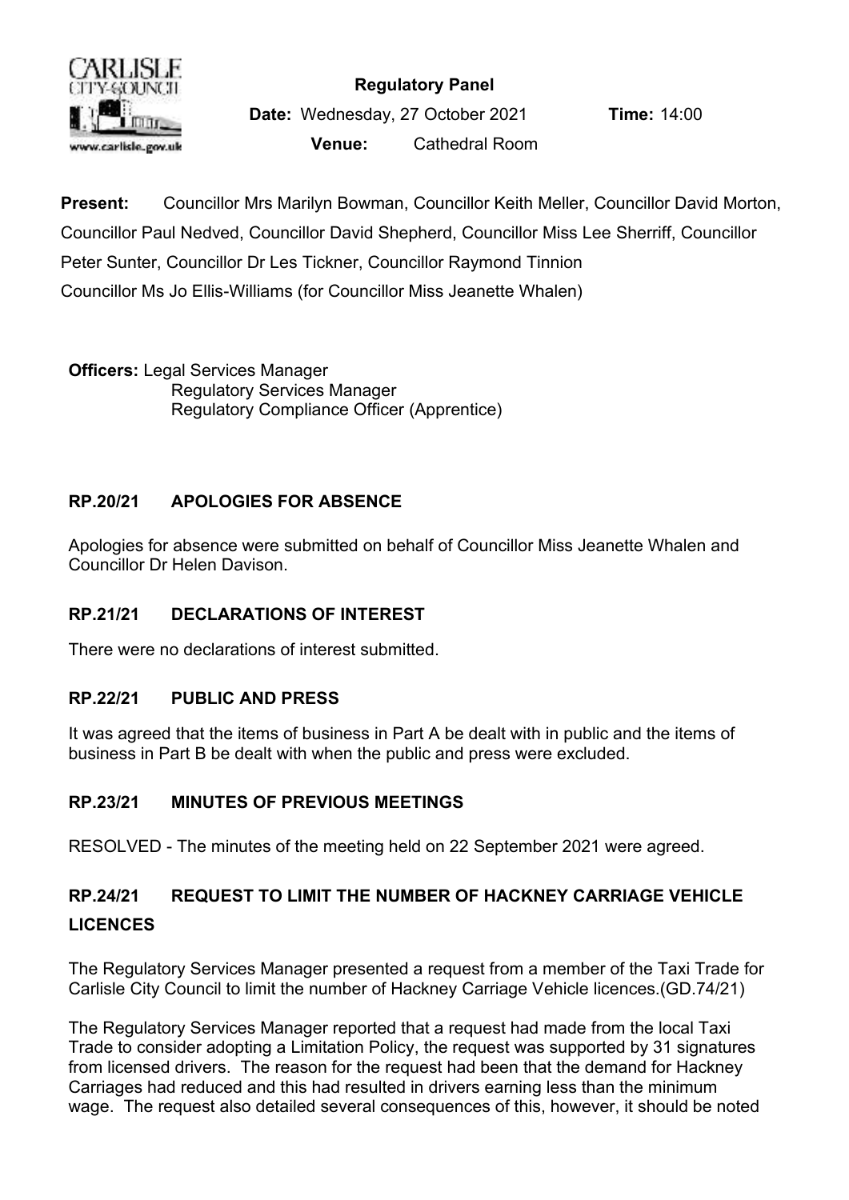**Regulatory Panel**

**Date:** Wednesday, 27 October 2021 **Time:** 14:00

**Venue:** Cathedral Room

**Present:** Councillor Mrs Marilyn Bowman, Councillor Keith Meller, Councillor David Morton, Councillor Paul Nedved, Councillor David Shepherd, Councillor Miss Lee Sherriff, Councillor Peter Sunter, Councillor Dr Les Tickner, Councillor Raymond Tinnion
Councillor Ms Jo Ellis-Williams (for Councillor Miss Jeanette Whalen)

**Officers:** Legal Services Manager
Regulatory Services Manager
Regulatory Compliance Officer (Apprentice)

## RP.20/21 APOLOGIES FOR ABSENCE

Apologies for absence were submitted on behalf of Councillor Miss Jeanette Whalen and Councillor Dr Helen Davison.

## RP.21/21 DECLARATIONS OF INTEREST

There were no declarations of interest submitted.

## RP.22/21 PUBLIC AND PRESS

It was agreed that the items of business in Part A be dealt with in public and the items of business in Part B be dealt with when the public and press were excluded.

## RP.23/21 MINUTES OF PREVIOUS MEETINGS

RESOLVED - The minutes of the meeting held on 22 September 2021 were agreed.

## RP.24/21 REQUEST TO LIMIT THE NUMBER OF HACKNEY CARRIAGE VEHICLE LICENCES

The Regulatory Services Manager presented a request from a member of the Taxi Trade for Carlisle City Council to limit the number of Hackney Carriage Vehicle licences.(GD.74/21)

The Regulatory Services Manager reported that a request had made from the local Taxi Trade to consider adopting a Limitation Policy, the request was supported by 31 signatures from licensed drivers. The reason for the request had been that the demand for Hackney Carriages had reduced and this had resulted in drivers earning less than the minimum wage. The request also detailed several consequences of this, however, it should be noted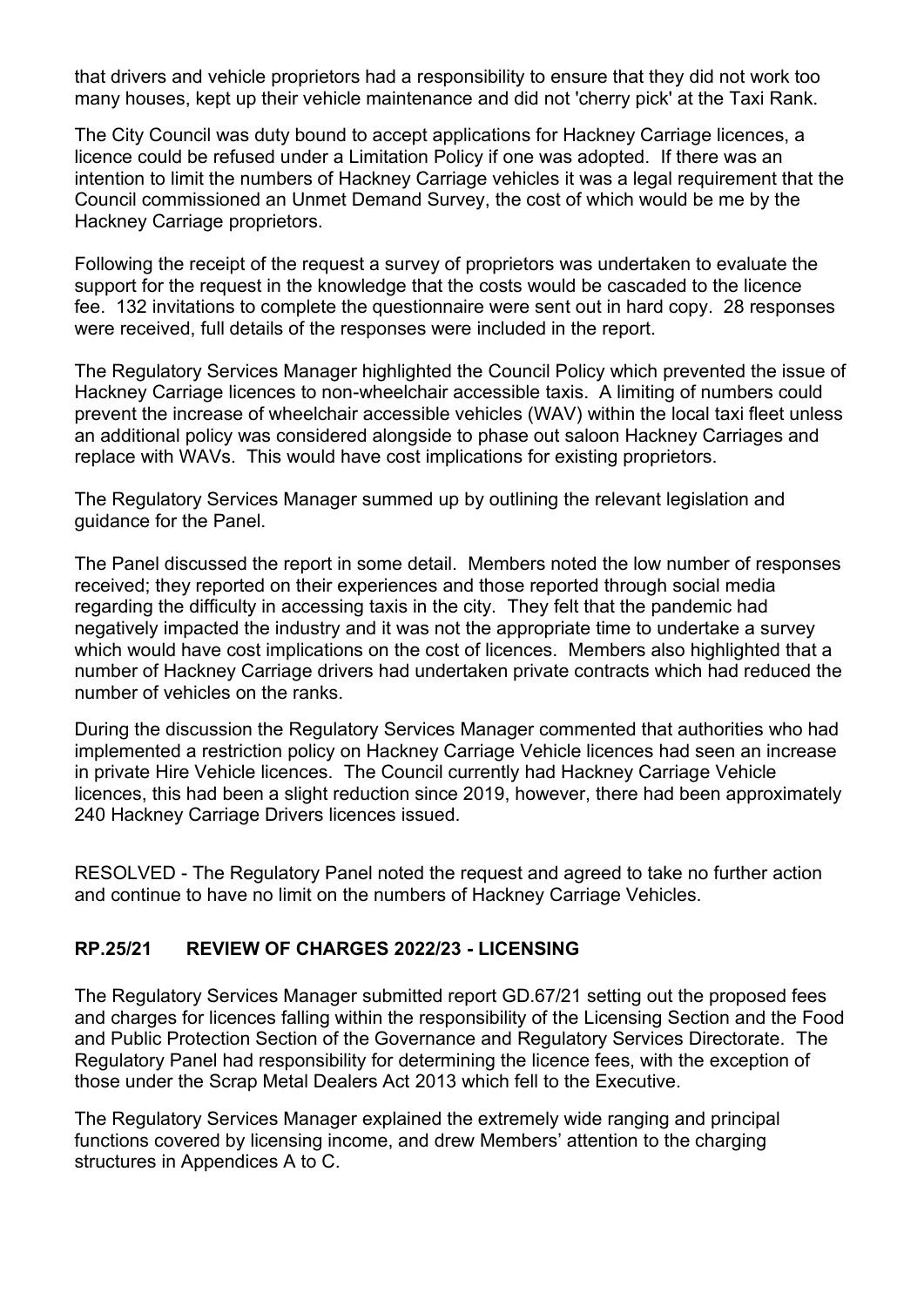that drivers and vehicle proprietors had a responsibility to ensure that they did not work too many houses, kept up their vehicle maintenance and did not 'cherry pick' at the Taxi Rank.

The City Council was duty bound to accept applications for Hackney Carriage licences, a licence could be refused under a Limitation Policy if one was adopted. If there was an intention to limit the numbers of Hackney Carriage vehicles it was a legal requirement that the Council commissioned an Unmet Demand Survey, the cost of which would be me by the Hackney Carriage proprietors.

Following the receipt of the request a survey of proprietors was undertaken to evaluate the support for the request in the knowledge that the costs would be cascaded to the licence fee. 132 invitations to complete the questionnaire were sent out in hard copy. 28 responses were received, full details of the responses were included in the report.

The Regulatory Services Manager highlighted the Council Policy which prevented the issue of Hackney Carriage licences to non-wheelchair accessible taxis. A limiting of numbers could prevent the increase of wheelchair accessible vehicles (WAV) within the local taxi fleet unless an additional policy was considered alongside to phase out saloon Hackney Carriages and replace with WAVs. This would have cost implications for existing proprietors.

The Regulatory Services Manager summed up by outlining the relevant legislation and guidance for the Panel.

The Panel discussed the report in some detail. Members noted the low number of responses received; they reported on their experiences and those reported through social media regarding the difficulty in accessing taxis in the city. They felt that the pandemic had negatively impacted the industry and it was not the appropriate time to undertake a survey which would have cost implications on the cost of licences. Members also highlighted that a number of Hackney Carriage drivers had undertaken private contracts which had reduced the number of vehicles on the ranks.

During the discussion the Regulatory Services Manager commented that authorities who had implemented a restriction policy on Hackney Carriage Vehicle licences had seen an increase in private Hire Vehicle licences. The Council currently had Hackney Carriage Vehicle licences, this had been a slight reduction since 2019, however, there had been approximately 240 Hackney Carriage Drivers licences issued.

RESOLVED - The Regulatory Panel noted the request and agreed to take no further action and continue to have no limit on the numbers of Hackney Carriage Vehicles.

## RP.25/21 REVIEW OF CHARGES 2022/23 - LICENSING

The Regulatory Services Manager submitted report GD.67/21 setting out the proposed fees and charges for licences falling within the responsibility of the Licensing Section and the Food and Public Protection Section of the Governance and Regulatory Services Directorate. The Regulatory Panel had responsibility for determining the licence fees, with the exception of those under the Scrap Metal Dealers Act 2013 which fell to the Executive.

The Regulatory Services Manager explained the extremely wide ranging and principal functions covered by licensing income, and drew Members' attention to the charging structures in Appendices A to C.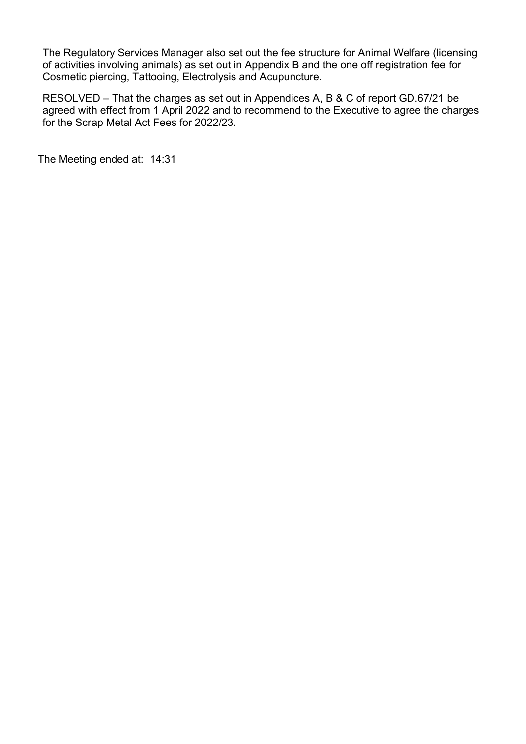The Regulatory Services Manager also set out the fee structure for Animal Welfare (licensing of activities involving animals) as set out in Appendix B and the one off registration fee for Cosmetic piercing, Tattooing, Electrolysis and Acupuncture.

RESOLVED – That the charges as set out in Appendices A, B & C of report GD.67/21 be agreed with effect from 1 April 2022 and to recommend to the Executive to agree the charges for the Scrap Metal Act Fees for 2022/23.

The Meeting ended at: 14:31